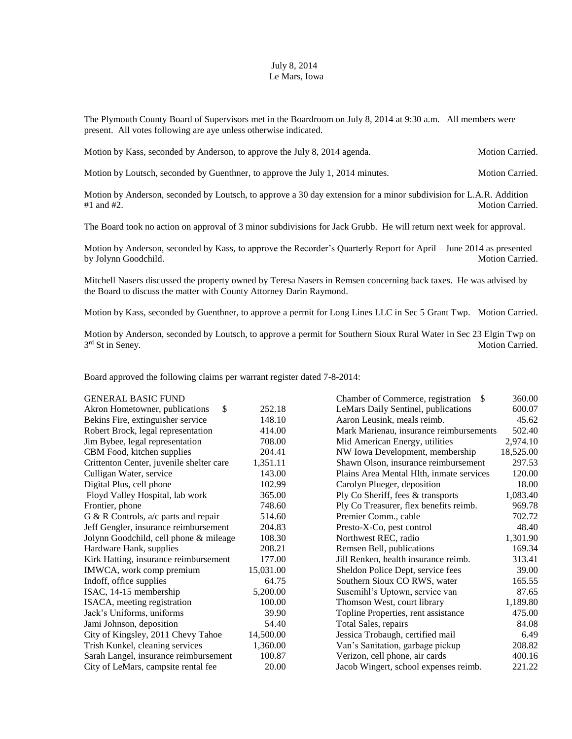July 8, 2014
Le Mars, Iowa

The Plymouth County Board of Supervisors met in the Boardroom on July 8, 2014 at 9:30 a.m. All members were present. All votes following are aye unless otherwise indicated.

Motion by Kass, seconded by Anderson, to approve the July 8, 2014 agenda. Motion Carried.

Motion by Loutsch, seconded by Guenthner, to approve the July 1, 2014 minutes. Motion Carried.

Motion by Anderson, seconded by Loutsch, to approve a 30 day extension for a minor subdivision for L.A.R. Addition #1 and #2. Motion Carried.

The Board took no action on approval of 3 minor subdivisions for Jack Grubb. He will return next week for approval.

Motion by Anderson, seconded by Kass, to approve the Recorder's Quarterly Report for April – June 2014 as presented by Jolynn Goodchild. Motion Carried.

Mitchell Nasers discussed the property owned by Teresa Nasers in Remsen concerning back taxes. He was advised by the Board to discuss the matter with County Attorney Darin Raymond.

Motion by Kass, seconded by Guenthner, to approve a permit for Long Lines LLC in Sec 5 Grant Twp. Motion Carried.

Motion by Anderson, seconded by Loutsch, to approve a permit for Southern Sioux Rural Water in Sec 23 Elgin Twp on 3rd St in Seney. Motion Carried.

Board approved the following claims per warrant register dated 7-8-2014:

GENERAL BASIC FUND

| | |
|---|---|
| Akron Hometowner, publications $ | 252.18 |
| Bekins Fire, extinguisher service | 148.10 |
| Robert Brock, legal representation | 414.00 |
| Jim Bybee, legal representation | 708.00 |
| CBM Food, kitchen supplies | 204.41 |
| Crittenton Center, juvenile shelter care | 1,351.11 |
| Culligan Water, service | 143.00 |
| Digital Plus, cell phone | 102.99 |
| Floyd Valley Hospital, lab work | 365.00 |
| Frontier, phone | 748.60 |
| G & R Controls, a/c parts and repair | 514.60 |
| Jeff Gengler, insurance reimbursement | 204.83 |
| Jolynn Goodchild, cell phone & mileage | 108.30 |
| Hardware Hank, supplies | 208.21 |
| Kirk Hatting, insurance reimbursement | 177.00 |
| IMWCA, work comp premium | 15,031.00 |
| Indoff, office supplies | 64.75 |
| ISAC, 14-15 membership | 5,200.00 |
| ISACA, meeting registration | 100.00 |
| Jack's Uniforms, uniforms | 39.90 |
| Jami Johnson, deposition | 54.40 |
| City of Kingsley, 2011 Chevy Tahoe | 14,500.00 |
| Trish Kunkel, cleaning services | 1,360.00 |
| Sarah Langel, insurance reimbursement | 100.87 |
| City of LeMars, campsite rental fee | 20.00 |
| Chamber of Commerce, registration $ | 360.00 |
| LeMars Daily Sentinel, publications | 600.07 |
| Aaron Leusink, meals reimb. | 45.62 |
| Mark Marienau, insurance reimbursements | 502.40 |
| Mid American Energy, utilities | 2,974.10 |
| NW Iowa Development, membership | 18,525.00 |
| Shawn Olson, insurance reimbursement | 297.53 |
| Plains Area Mental Hlth, inmate services | 120.00 |
| Carolyn Plueger, deposition | 18.00 |
| Ply Co Sheriff, fees & transports | 1,083.40 |
| Ply Co Treasurer, flex benefits reimb. | 969.78 |
| Premier Comm., cable | 702.72 |
| Presto-X-Co, pest control | 48.40 |
| Northwest REC, radio | 1,301.90 |
| Remsen Bell, publications | 169.34 |
| Jill Renken, health insurance reimb. | 313.41 |
| Sheldon Police Dept, service fees | 39.00 |
| Southern Sioux CO RWS, water | 165.55 |
| Susemihl's Uptown, service van | 87.65 |
| Thomson West, court library | 1,189.80 |
| Topline Properties, rent assistance | 475.00 |
| Total Sales, repairs | 84.08 |
| Jessica Trobaugh, certified mail | 6.49 |
| Van's Sanitation, garbage pickup | 208.82 |
| Verizon, cell phone, air cards | 400.16 |
| Jacob Wingert, school expenses reimb. | 221.22 |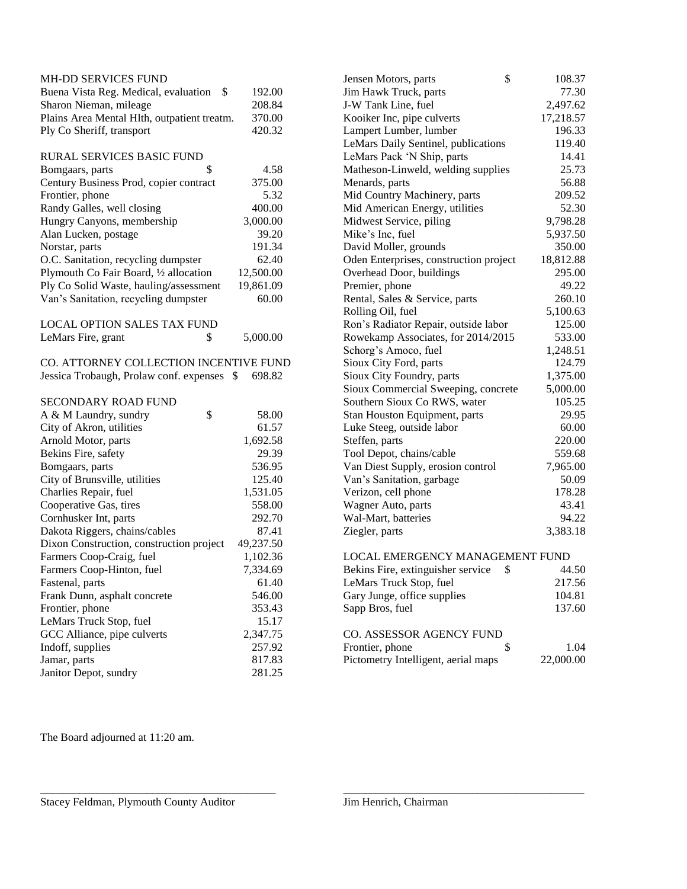MH-DD SERVICES FUND

| | |
|---|---|
| Buena Vista Reg. Medical, evaluation | $ 192.00 |
| Sharon Nieman, mileage | 208.84 |
| Plains Area Mental Hlth, outpatient treatm. | 370.00 |
| Ply Co Sheriff, transport | 420.32 |

RURAL SERVICES BASIC FUND

| | |
|---|---|
| Bomgaars, parts | $ 4.58 |
| Century Business Prod, copier contract | 375.00 |
| Frontier, phone | 5.32 |
| Randy Galles, well closing | 400.00 |
| Hungry Canyons, membership | 3,000.00 |
| Alan Lucken, postage | 39.20 |
| Norstar, parts | 191.34 |
| O.C. Sanitation, recycling dumpster | 62.40 |
| Plymouth Co Fair Board, ½ allocation | 12,500.00 |
| Ply Co Solid Waste, hauling/assessment | 19,861.09 |
| Van's Sanitation, recycling dumpster | 60.00 |

LOCAL OPTION SALES TAX FUND

| | |
|---|---|
| LeMars Fire, grant | $ 5,000.00 |

CO. ATTORNEY COLLECTION INCENTIVE FUND

| | |
|---|---|
| Jessica Trobaugh, Prolaw conf. expenses | $ 698.82 |

SECONDARY ROAD FUND

| | |
|---|---|
| A & M Laundry, sundry | $ 58.00 |
| City of Akron, utilities | 61.57 |
| Arnold Motor, parts | 1,692.58 |
| Bekins Fire, safety | 29.39 |
| Bomgaars, parts | 536.95 |
| City of Brunsville, utilities | 125.40 |
| Charlies Repair, fuel | 1,531.05 |
| Cooperative Gas, tires | 558.00 |
| Cornhusker Int, parts | 292.70 |
| Dakota Riggers, chains/cables | 87.41 |
| Dixon Construction, construction project | 49,237.50 |
| Farmers Coop-Craig, fuel | 1,102.36 |
| Farmers Coop-Hinton, fuel | 7,334.69 |
| Fastenal, parts | 61.40 |
| Frank Dunn, asphalt concrete | 546.00 |
| Frontier, phone | 353.43 |
| LeMars Truck Stop, fuel | 15.17 |
| GCC Alliance, pipe culverts | 2,347.75 |
| Indoff, supplies | 257.92 |
| Jamar, parts | 817.83 |
| Janitor Depot, sundry | 281.25 |
| Jensen Motors, parts | $ 108.37 |
| Jim Hawk Truck, parts | 77.30 |
| J-W Tank Line, fuel | 2,497.62 |
| Kooiker Inc, pipe culverts | 17,218.57 |
| Lampert Lumber, lumber | 196.33 |
| LeMars Daily Sentinel, publications | 119.40 |
| LeMars Pack 'N Ship, parts | 14.41 |
| Matheson-Linweld, welding supplies | 25.73 |
| Menards, parts | 56.88 |
| Mid Country Machinery, parts | 209.52 |
| Mid American Energy, utilities | 52.30 |
| Midwest Service, piling | 9,798.28 |
| Mike's Inc, fuel | 5,937.50 |
| David Moller, grounds | 350.00 |
| Oden Enterprises, construction project | 18,812.88 |
| Overhead Door, buildings | 295.00 |
| Premier, phone | 49.22 |
| Rental, Sales & Service, parts | 260.10 |
| Rolling Oil, fuel | 5,100.63 |
| Ron's Radiator Repair, outside labor | 125.00 |
| Rowekamp Associates, for 2014/2015 | 533.00 |
| Schorg's Amoco, fuel | 1,248.51 |
| Sioux City Ford, parts | 124.79 |
| Sioux City Foundry, parts | 1,375.00 |
| Sioux Commercial Sweeping, concrete | 5,000.00 |
| Southern Sioux Co RWS, water | 105.25 |
| Stan Houston Equipment, parts | 29.95 |
| Luke Steeg, outside labor | 60.00 |
| Steffen, parts | 220.00 |
| Tool Depot, chains/cable | 559.68 |
| Van Diest Supply, erosion control | 7,965.00 |
| Van's Sanitation, garbage | 50.09 |
| Verizon, cell phone | 178.28 |
| Wagner Auto, parts | 43.41 |
| Wal-Mart, batteries | 94.22 |
| Ziegler, parts | 3,383.18 |

LOCAL EMERGENCY MANAGEMENT FUND

| | |
|---|---|
| Bekins Fire, extinguisher service | $ 44.50 |
| LeMars Truck Stop, fuel | 217.56 |
| Gary Junge, office supplies | 104.81 |
| Sapp Bros, fuel | 137.60 |

CO. ASSESSOR AGENCY FUND

| | |
|---|---|
| Frontier, phone | $ 1.04 |
| Pictometry Intelligent, aerial maps | 22,000.00 |

The Board adjourned at 11:20 am.

\_\_\_\_\_\_\_\_\_\_\_\_\_\_\_\_\_\_\_\_\_\_\_\_\_\_\_\_\_\_\_\_\_\_\_\_
Stacey Feldman, Plymouth County Auditor

\_\_\_\_\_\_\_\_\_\_\_\_\_\_\_\_\_\_\_\_\_\_\_\_\_\_\_\_\_\_\_\_\_\_\_\_
Jim Henrich, Chairman